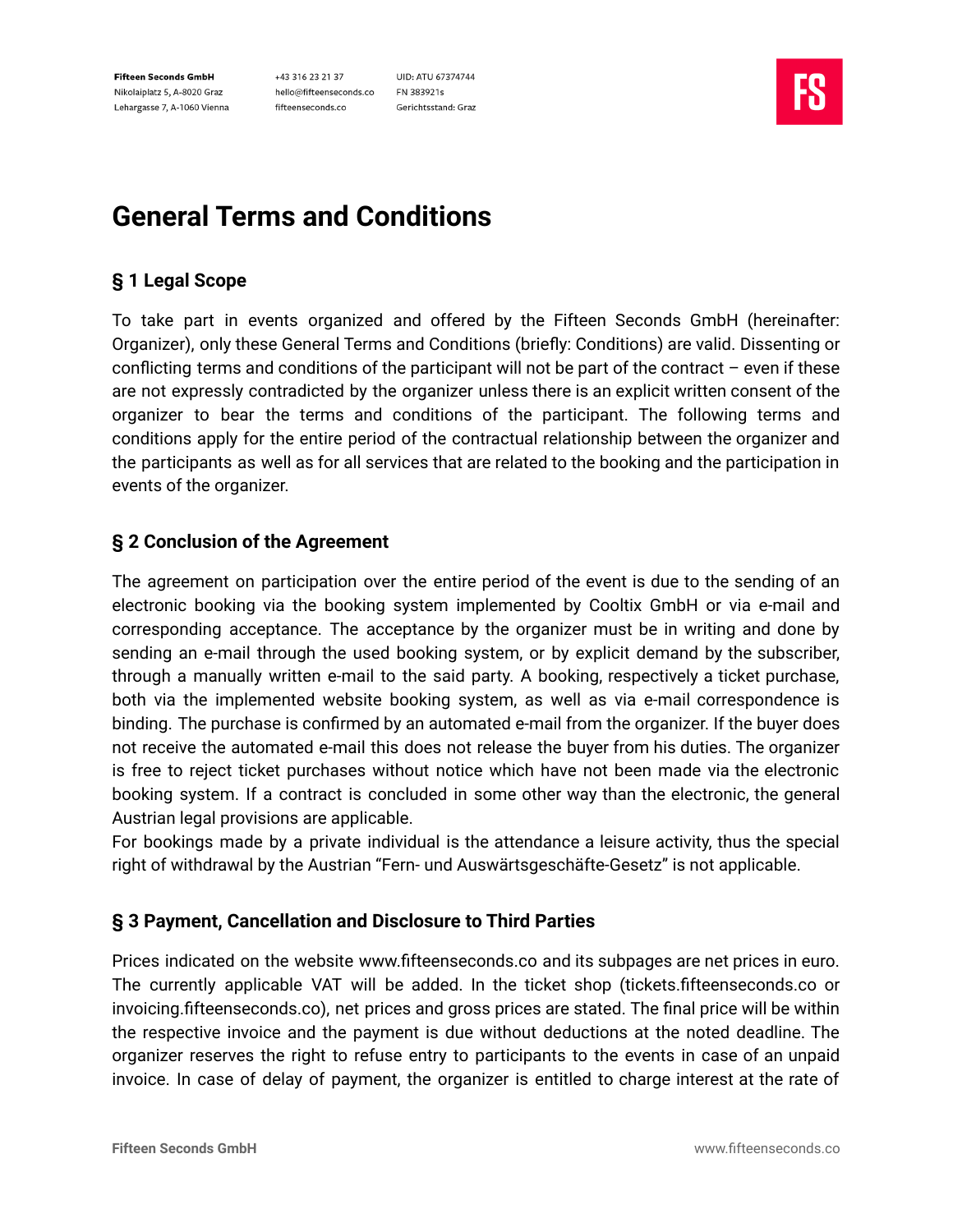Fifteen Seconds GmbH
Nikolaiplatz 5, A-8020 Graz
Lehargasse 7, A-1060 Vienna

+43 316 23 21 37
hello@fifteenseconds.co
fifteenseconds.co

UID: ATU 67374744
FN 383921s
Gerichtsstand: Graz

# General Terms and Conditions

## § 1 Legal Scope

To take part in events organized and offered by the Fifteen Seconds GmbH (hereinafter: Organizer), only these General Terms and Conditions (briefly: Conditions) are valid. Dissenting or conflicting terms and conditions of the participant will not be part of the contract – even if these are not expressly contradicted by the organizer unless there is an explicit written consent of the organizer to bear the terms and conditions of the participant. The following terms and conditions apply for the entire period of the contractual relationship between the organizer and the participants as well as for all services that are related to the booking and the participation in events of the organizer.

## § 2 Conclusion of the Agreement

The agreement on participation over the entire period of the event is due to the sending of an electronic booking via the booking system implemented by Cooltix GmbH or via e-mail and corresponding acceptance. The acceptance by the organizer must be in writing and done by sending an e-mail through the used booking system, or by explicit demand by the subscriber, through a manually written e-mail to the said party. A booking, respectively a ticket purchase, both via the implemented website booking system, as well as via e-mail correspondence is binding. The purchase is confirmed by an automated e-mail from the organizer. If the buyer does not receive the automated e-mail this does not release the buyer from his duties. The organizer is free to reject ticket purchases without notice which have not been made via the electronic booking system. If a contract is concluded in some other way than the electronic, the general Austrian legal provisions are applicable.
For bookings made by a private individual is the attendance a leisure activity, thus the special right of withdrawal by the Austrian "Fern- und Auswärtsgeschäfte-Gesetz" is not applicable.

## § 3 Payment, Cancellation and Disclosure to Third Parties

Prices indicated on the website www.fifteenseconds.co and its subpages are net prices in euro. The currently applicable VAT will be added. In the ticket shop (tickets.fifteenseconds.co or invoicing.fifteenseconds.co), net prices and gross prices are stated. The final price will be within the respective invoice and the payment is due without deductions at the noted deadline. The organizer reserves the right to refuse entry to participants to the events in case of an unpaid invoice. In case of delay of payment, the organizer is entitled to charge interest at the rate of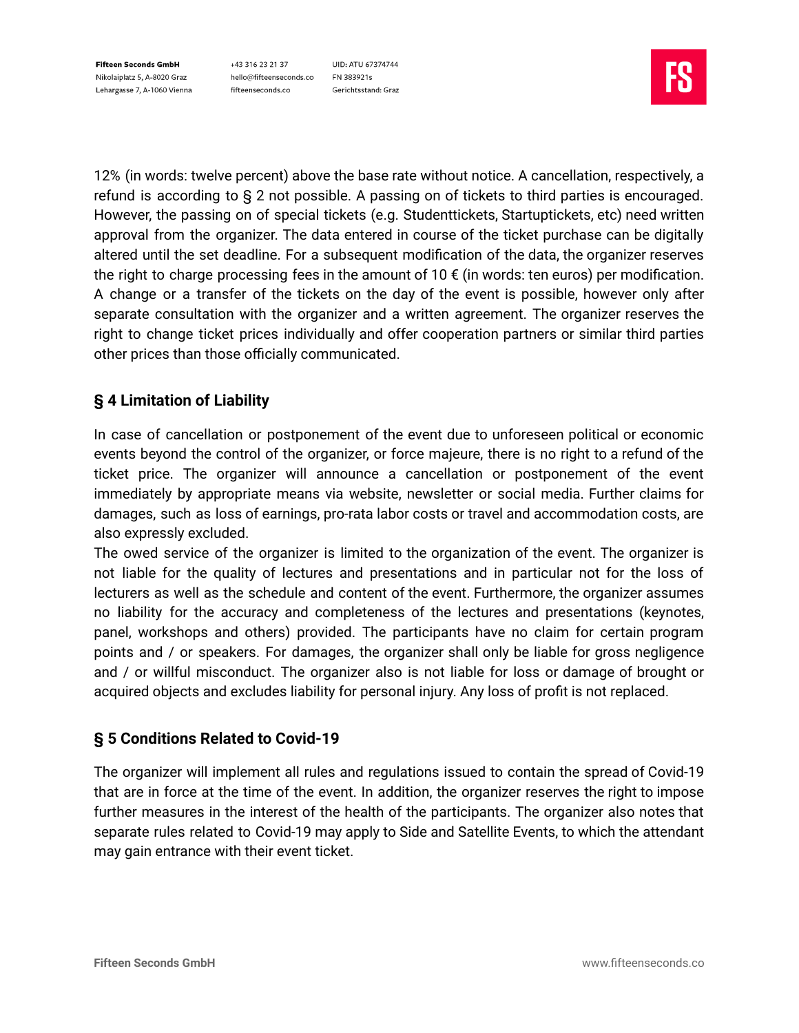12% (in words: twelve percent) above the base rate without notice. A cancellation, respectively, a refund is according to § 2 not possible. A passing on of tickets to third parties is encouraged. However, the passing on of special tickets (e.g. Studenttickets, Startuptickets, etc) need written approval from the organizer. The data entered in course of the ticket purchase can be digitally altered until the set deadline. For a subsequent modification of the data, the organizer reserves the right to charge processing fees in the amount of 10 € (in words: ten euros) per modification. A change or a transfer of the tickets on the day of the event is possible, however only after separate consultation with the organizer and a written agreement. The organizer reserves the right to change ticket prices individually and offer cooperation partners or similar third parties other prices than those officially communicated.

## § 4 Limitation of Liability

In case of cancellation or postponement of the event due to unforeseen political or economic events beyond the control of the organizer, or force majeure, there is no right to a refund of the ticket price. The organizer will announce a cancellation or postponement of the event immediately by appropriate means via website, newsletter or social media. Further claims for damages, such as loss of earnings, pro-rata labor costs or travel and accommodation costs, are also expressly excluded.
The owed service of the organizer is limited to the organization of the event. The organizer is not liable for the quality of lectures and presentations and in particular not for the loss of lecturers as well as the schedule and content of the event. Furthermore, the organizer assumes no liability for the accuracy and completeness of the lectures and presentations (keynotes, panel, workshops and others) provided. The participants have no claim for certain program points and / or speakers. For damages, the organizer shall only be liable for gross negligence and / or willful misconduct. The organizer also is not liable for loss or damage of brought or acquired objects and excludes liability for personal injury. Any loss of profit is not replaced.

## § 5 Conditions Related to Covid-19

The organizer will implement all rules and regulations issued to contain the spread of Covid-19 that are in force at the time of the event. In addition, the organizer reserves the right to impose further measures in the interest of the health of the participants. The organizer also notes that separate rules related to Covid-19 may apply to Side and Satellite Events, to which the attendant may gain entrance with their event ticket.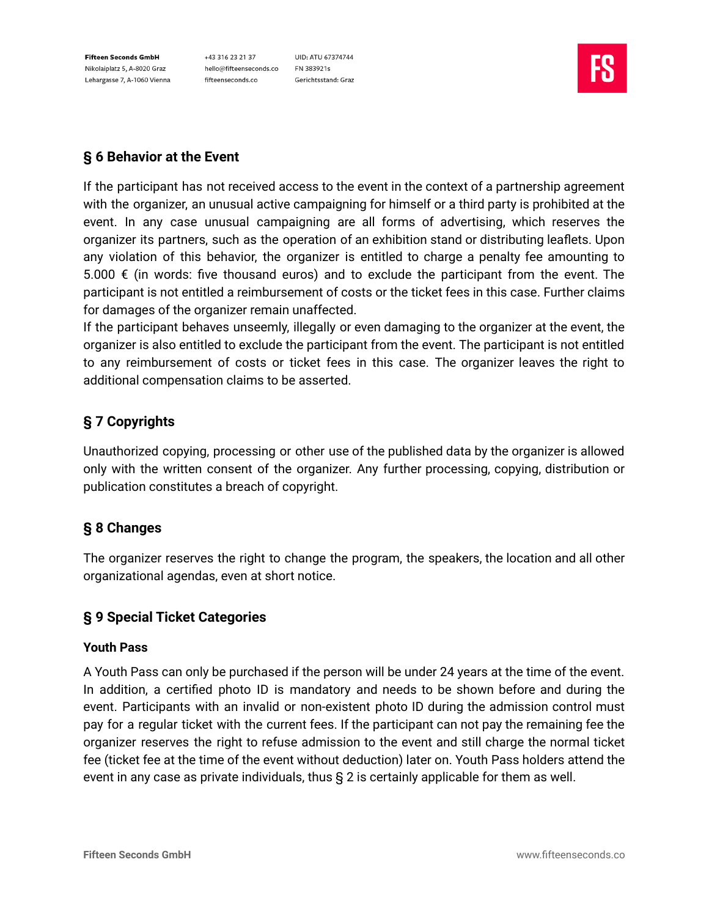## § 6 Behavior at the Event

If the participant has not received access to the event in the context of a partnership agreement with the organizer, an unusual active campaigning for himself or a third party is prohibited at the event. In any case unusual campaigning are all forms of advertising, which reserves the organizer its partners, such as the operation of an exhibition stand or distributing leaflets. Upon any violation of this behavior, the organizer is entitled to charge a penalty fee amounting to 5.000 € (in words: five thousand euros) and to exclude the participant from the event. The participant is not entitled a reimbursement of costs or the ticket fees in this case. Further claims for damages of the organizer remain unaffected.
If the participant behaves unseemly, illegally or even damaging to the organizer at the event, the organizer is also entitled to exclude the participant from the event. The participant is not entitled to any reimbursement of costs or ticket fees in this case. The organizer leaves the right to additional compensation claims to be asserted.

## § 7 Copyrights

Unauthorized copying, processing or other use of the published data by the organizer is allowed only with the written consent of the organizer. Any further processing, copying, distribution or publication constitutes a breach of copyright.

## § 8 Changes

The organizer reserves the right to change the program, the speakers, the location and all other organizational agendas, even at short notice.

## § 9 Special Ticket Categories

### Youth Pass

A Youth Pass can only be purchased if the person will be under 24 years at the time of the event. In addition, a certified photo ID is mandatory and needs to be shown before and during the event. Participants with an invalid or non-existent photo ID during the admission control must pay for a regular ticket with the current fees. If the participant can not pay the remaining fee the organizer reserves the right to refuse admission to the event and still charge the normal ticket fee (ticket fee at the time of the event without deduction) later on. Youth Pass holders attend the event in any case as private individuals, thus § 2 is certainly applicable for them as well.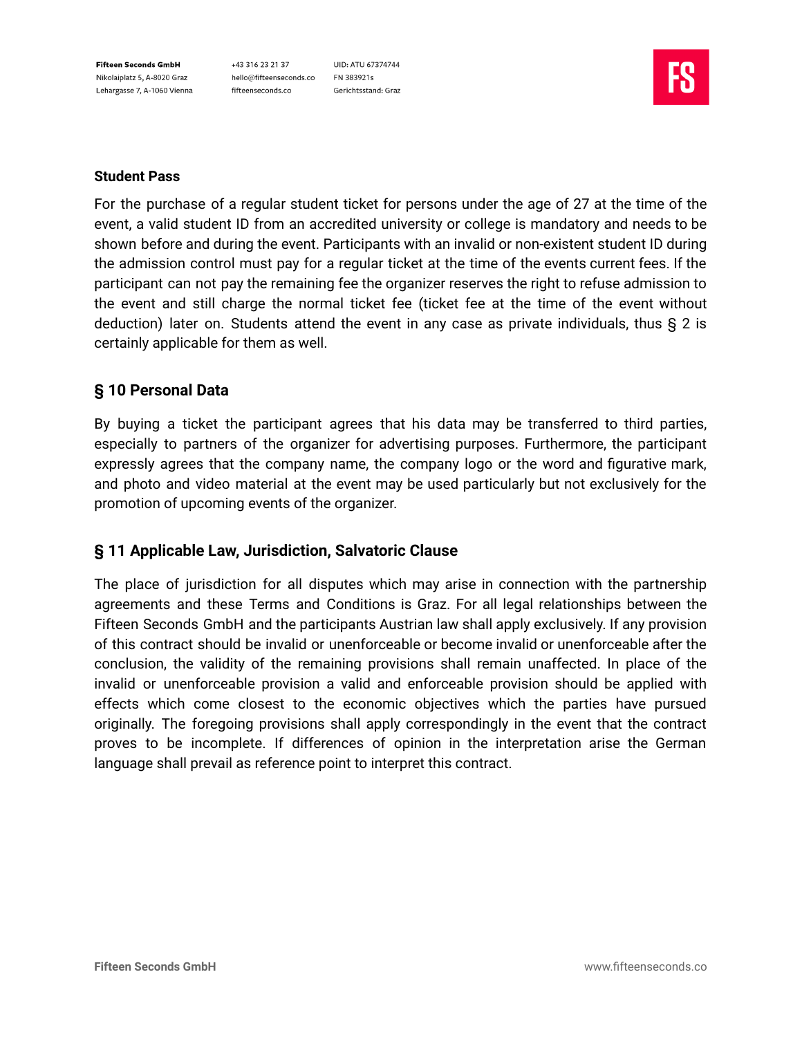**Student Pass**

For the purchase of a regular student ticket for persons under the age of 27 at the time of the event, a valid student ID from an accredited university or college is mandatory and needs to be shown before and during the event. Participants with an invalid or non-existent student ID during the admission control must pay for a regular ticket at the time of the events current fees. If the participant can not pay the remaining fee the organizer reserves the right to refuse admission to the event and still charge the normal ticket fee (ticket fee at the time of the event without deduction) later on. Students attend the event in any case as private individuals, thus § 2 is certainly applicable for them as well.

## § 10 Personal Data

By buying a ticket the participant agrees that his data may be transferred to third parties, especially to partners of the organizer for advertising purposes. Furthermore, the participant expressly agrees that the company name, the company logo or the word and figurative mark, and photo and video material at the event may be used particularly but not exclusively for the promotion of upcoming events of the organizer.

## § 11 Applicable Law, Jurisdiction, Salvatoric Clause

The place of jurisdiction for all disputes which may arise in connection with the partnership agreements and these Terms and Conditions is Graz. For all legal relationships between the Fifteen Seconds GmbH and the participants Austrian law shall apply exclusively. If any provision of this contract should be invalid or unenforceable or become invalid or unenforceable after the conclusion, the validity of the remaining provisions shall remain unaffected. In place of the invalid or unenforceable provision a valid and enforceable provision should be applied with effects which come closest to the economic objectives which the parties have pursued originally. The foregoing provisions shall apply correspondingly in the event that the contract proves to be incomplete. If differences of opinion in the interpretation arise the German language shall prevail as reference point to interpret this contract.